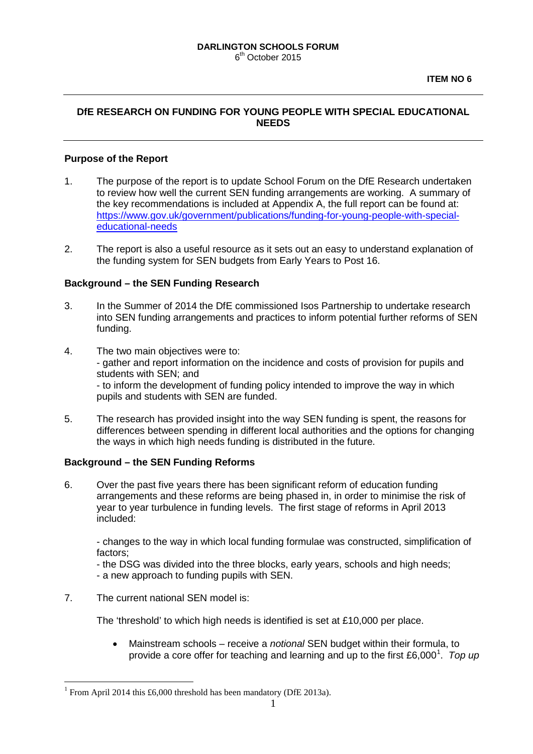**DARLINGTON SCHOOLS FORUM**
6th October 2015

**ITEM NO 6**

## DfE RESEARCH ON FUNDING FOR YOUNG PEOPLE WITH SPECIAL EDUCATIONAL NEEDS

### Purpose of the Report

1. The purpose of the report is to update School Forum on the DfE Research undertaken to review how well the current SEN funding arrangements are working. A summary of the key recommendations is included at Appendix A, the full report can be found at: [https://www.gov.uk/government/publications/funding-for-young-people-with-special-educational-needs](https://www.gov.uk/government/publications/funding-for-young-people-with-special-educational-needs)

2. The report is also a useful resource as it sets out an easy to understand explanation of the funding system for SEN budgets from Early Years to Post 16.

### Background – the SEN Funding Research

3. In the Summer of 2014 the DfE commissioned Isos Partnership to undertake research into SEN funding arrangements and practices to inform potential further reforms of SEN funding.

4. The two main objectives were to:
   - gather and report information on the incidence and costs of provision for pupils and students with SEN; and
   - to inform the development of funding policy intended to improve the way in which pupils and students with SEN are funded.

5. The research has provided insight into the way SEN funding is spent, the reasons for differences between spending in different local authorities and the options for changing the ways in which high needs funding is distributed in the future.

### Background – the SEN Funding Reforms

6. Over the past five years there has been significant reform of education funding arrangements and these reforms are being phased in, in order to minimise the risk of year to year turbulence in funding levels. The first stage of reforms in April 2013 included:

   - changes to the way in which local funding formulae was constructed, simplification of factors;
   - the DSG was divided into the three blocks, early years, schools and high needs;
   - a new approach to funding pupils with SEN.

7. The current national SEN model is:

   The 'threshold' to which high needs is identified is set at £10,000 per place.

   - Mainstream schools – receive a *notional* SEN budget within their formula, to provide a core offer for teaching and learning and up to the first £6,000[1]. *Top up*

---

[1] From April 2014 this £6,000 threshold has been mandatory (DfE 2013a).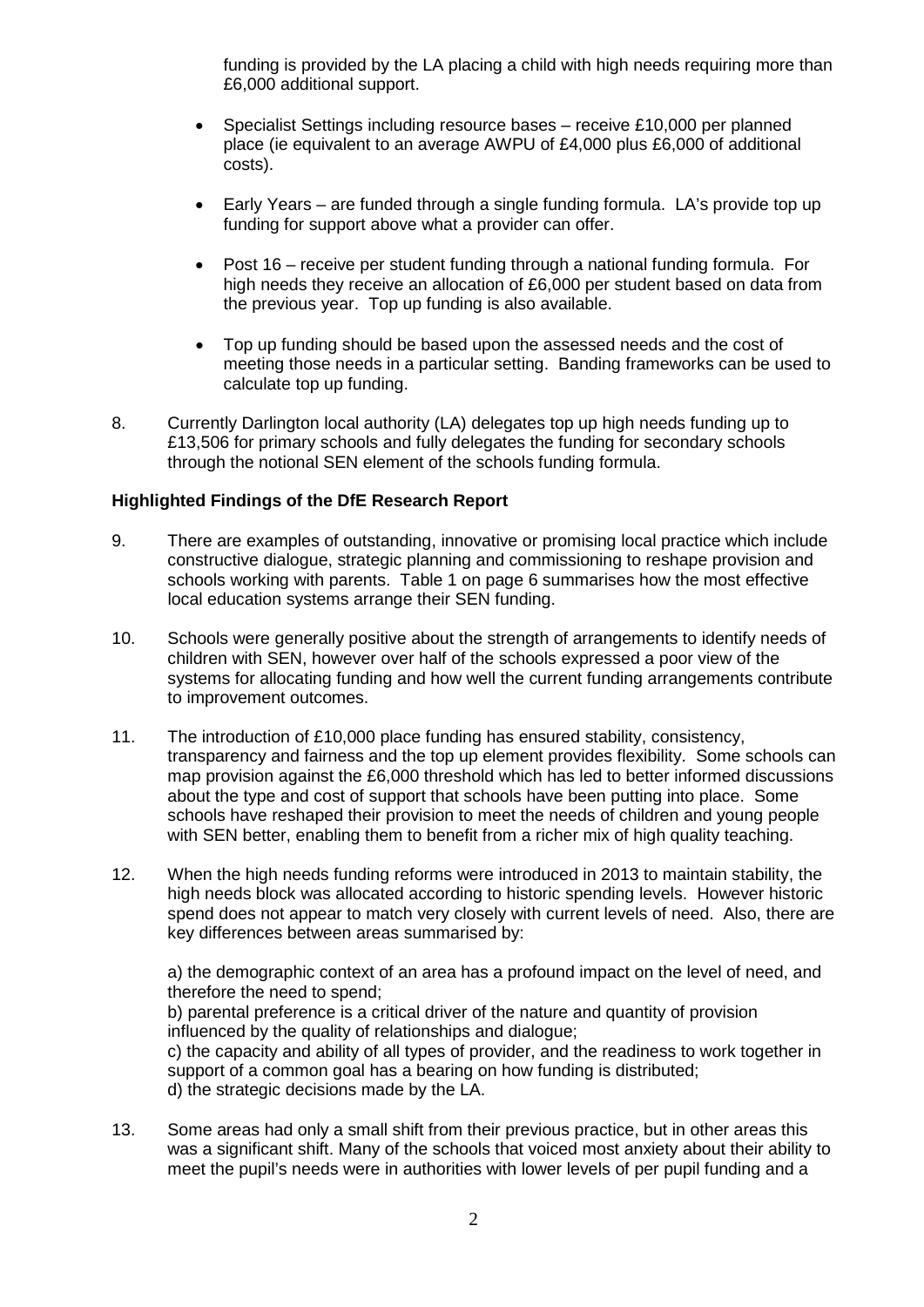funding is provided by the LA placing a child with high needs requiring more than £6,000 additional support.

- Specialist Settings including resource bases – receive £10,000 per planned place (ie equivalent to an average AWPU of £4,000 plus £6,000 of additional costs).
- Early Years – are funded through a single funding formula. LA's provide top up funding for support above what a provider can offer.
- Post 16 – receive per student funding through a national funding formula. For high needs they receive an allocation of £6,000 per student based on data from the previous year. Top up funding is also available.
- Top up funding should be based upon the assessed needs and the cost of meeting those needs in a particular setting. Banding frameworks can be used to calculate top up funding.

8. Currently Darlington local authority (LA) delegates top up high needs funding up to £13,506 for primary schools and fully delegates the funding for secondary schools through the notional SEN element of the schools funding formula.

**Highlighted Findings of the DfE Research Report**

9. There are examples of outstanding, innovative or promising local practice which include constructive dialogue, strategic planning and commissioning to reshape provision and schools working with parents. Table 1 on page 6 summarises how the most effective local education systems arrange their SEN funding.

10. Schools were generally positive about the strength of arrangements to identify needs of children with SEN, however over half of the schools expressed a poor view of the systems for allocating funding and how well the current funding arrangements contribute to improvement outcomes.

11. The introduction of £10,000 place funding has ensured stability, consistency, transparency and fairness and the top up element provides flexibility. Some schools can map provision against the £6,000 threshold which has led to better informed discussions about the type and cost of support that schools have been putting into place. Some schools have reshaped their provision to meet the needs of children and young people with SEN better, enabling them to benefit from a richer mix of high quality teaching.

12. When the high needs funding reforms were introduced in 2013 to maintain stability, the high needs block was allocated according to historic spending levels. However historic spend does not appear to match very closely with current levels of need. Also, there are key differences between areas summarised by:

    a) the demographic context of an area has a profound impact on the level of need, and therefore the need to spend;
    b) parental preference is a critical driver of the nature and quantity of provision influenced by the quality of relationships and dialogue;
    c) the capacity and ability of all types of provider, and the readiness to work together in support of a common goal has a bearing on how funding is distributed;
    d) the strategic decisions made by the LA.

13. Some areas had only a small shift from their previous practice, but in other areas this was a significant shift. Many of the schools that voiced most anxiety about their ability to meet the pupil's needs were in authorities with lower levels of per pupil funding and a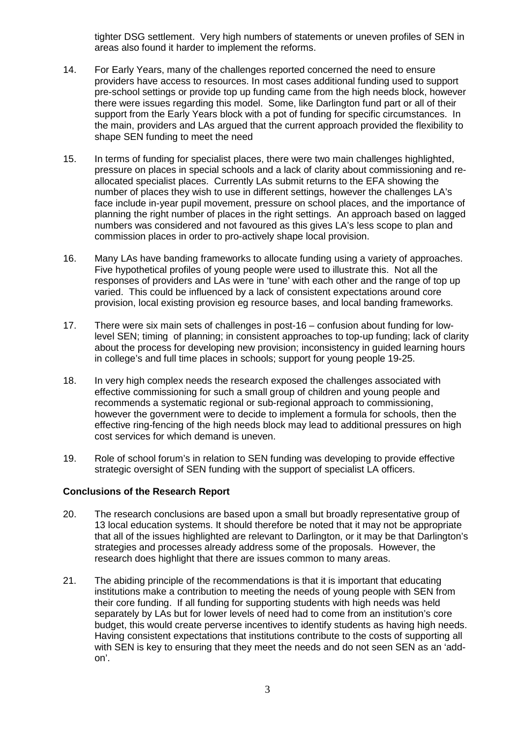tighter DSG settlement. Very high numbers of statements or uneven profiles of SEN in areas also found it harder to implement the reforms.

14. For Early Years, many of the challenges reported concerned the need to ensure providers have access to resources. In most cases additional funding used to support pre-school settings or provide top up funding came from the high needs block, however there were issues regarding this model. Some, like Darlington fund part or all of their support from the Early Years block with a pot of funding for specific circumstances. In the main, providers and LAs argued that the current approach provided the flexibility to shape SEN funding to meet the need

15. In terms of funding for specialist places, there were two main challenges highlighted, pressure on places in special schools and a lack of clarity about commissioning and re-allocated specialist places. Currently LAs submit returns to the EFA showing the number of places they wish to use in different settings, however the challenges LA's face include in-year pupil movement, pressure on school places, and the importance of planning the right number of places in the right settings. An approach based on lagged numbers was considered and not favoured as this gives LA's less scope to plan and commission places in order to pro-actively shape local provision.

16. Many LAs have banding frameworks to allocate funding using a variety of approaches. Five hypothetical profiles of young people were used to illustrate this. Not all the responses of providers and LAs were in 'tune' with each other and the range of top up varied. This could be influenced by a lack of consistent expectations around core provision, local existing provision eg resource bases, and local banding frameworks.

17. There were six main sets of challenges in post-16 – confusion about funding for low-level SEN; timing of planning; in consistent approaches to top-up funding; lack of clarity about the process for developing new provision; inconsistency in guided learning hours in college's and full time places in schools; support for young people 19-25.

18. In very high complex needs the research exposed the challenges associated with effective commissioning for such a small group of children and young people and recommends a systematic regional or sub-regional approach to commissioning, however the government were to decide to implement a formula for schools, then the effective ring-fencing of the high needs block may lead to additional pressures on high cost services for which demand is uneven.

19. Role of school forum's in relation to SEN funding was developing to provide effective strategic oversight of SEN funding with the support of specialist LA officers.

**Conclusions of the Research Report**

20. The research conclusions are based upon a small but broadly representative group of 13 local education systems. It should therefore be noted that it may not be appropriate that all of the issues highlighted are relevant to Darlington, or it may be that Darlington's strategies and processes already address some of the proposals. However, the research does highlight that there are issues common to many areas.

21. The abiding principle of the recommendations is that it is important that educating institutions make a contribution to meeting the needs of young people with SEN from their core funding. If all funding for supporting students with high needs was held separately by LAs but for lower levels of need had to come from an institution's core budget, this would create perverse incentives to identify students as having high needs. Having consistent expectations that institutions contribute to the costs of supporting all with SEN is key to ensuring that they meet the needs and do not seen SEN as an 'add-on'.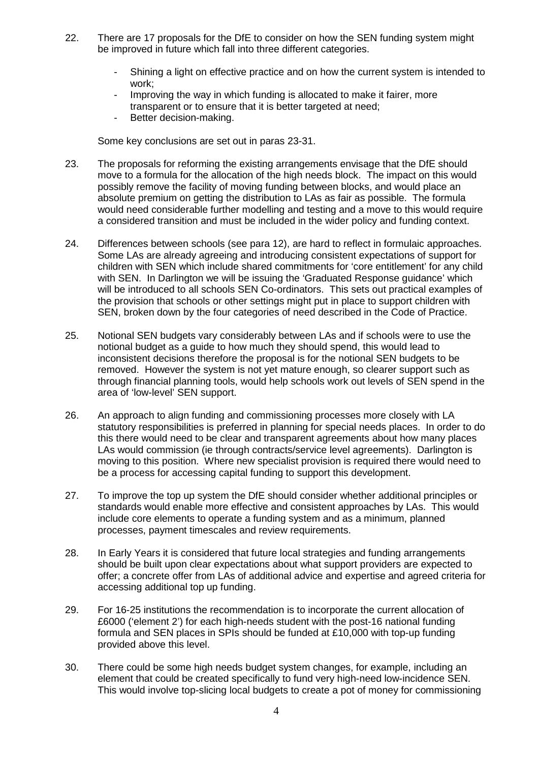22. There are 17 proposals for the DfE to consider on how the SEN funding system might be improved in future which fall into three different categories.

    - Shining a light on effective practice and on how the current system is intended to work;
    - Improving the way in which funding is allocated to make it fairer, more transparent or to ensure that it is better targeted at need;
    - Better decision-making.

    Some key conclusions are set out in paras 23-31.

23. The proposals for reforming the existing arrangements envisage that the DfE should move to a formula for the allocation of the high needs block. The impact on this would possibly remove the facility of moving funding between blocks, and would place an absolute premium on getting the distribution to LAs as fair as possible. The formula would need considerable further modelling and testing and a move to this would require a considered transition and must be included in the wider policy and funding context.

24. Differences between schools (see para 12), are hard to reflect in formulaic approaches. Some LAs are already agreeing and introducing consistent expectations of support for children with SEN which include shared commitments for 'core entitlement' for any child with SEN. In Darlington we will be issuing the 'Graduated Response guidance' which will be introduced to all schools SEN Co-ordinators. This sets out practical examples of the provision that schools or other settings might put in place to support children with SEN, broken down by the four categories of need described in the Code of Practice.

25. Notional SEN budgets vary considerably between LAs and if schools were to use the notional budget as a guide to how much they should spend, this would lead to inconsistent decisions therefore the proposal is for the notional SEN budgets to be removed. However the system is not yet mature enough, so clearer support such as through financial planning tools, would help schools work out levels of SEN spend in the area of 'low-level' SEN support.

26. An approach to align funding and commissioning processes more closely with LA statutory responsibilities is preferred in planning for special needs places. In order to do this there would need to be clear and transparent agreements about how many places LAs would commission (ie through contracts/service level agreements). Darlington is moving to this position. Where new specialist provision is required there would need to be a process for accessing capital funding to support this development.

27. To improve the top up system the DfE should consider whether additional principles or standards would enable more effective and consistent approaches by LAs. This would include core elements to operate a funding system and as a minimum, planned processes, payment timescales and review requirements.

28. In Early Years it is considered that future local strategies and funding arrangements should be built upon clear expectations about what support providers are expected to offer; a concrete offer from LAs of additional advice and expertise and agreed criteria for accessing additional top up funding.

29. For 16-25 institutions the recommendation is to incorporate the current allocation of £6000 ('element 2') for each high-needs student with the post-16 national funding formula and SEN places in SPIs should be funded at £10,000 with top-up funding provided above this level.

30. There could be some high needs budget system changes, for example, including an element that could be created specifically to fund very high-need low-incidence SEN. This would involve top-slicing local budgets to create a pot of money for commissioning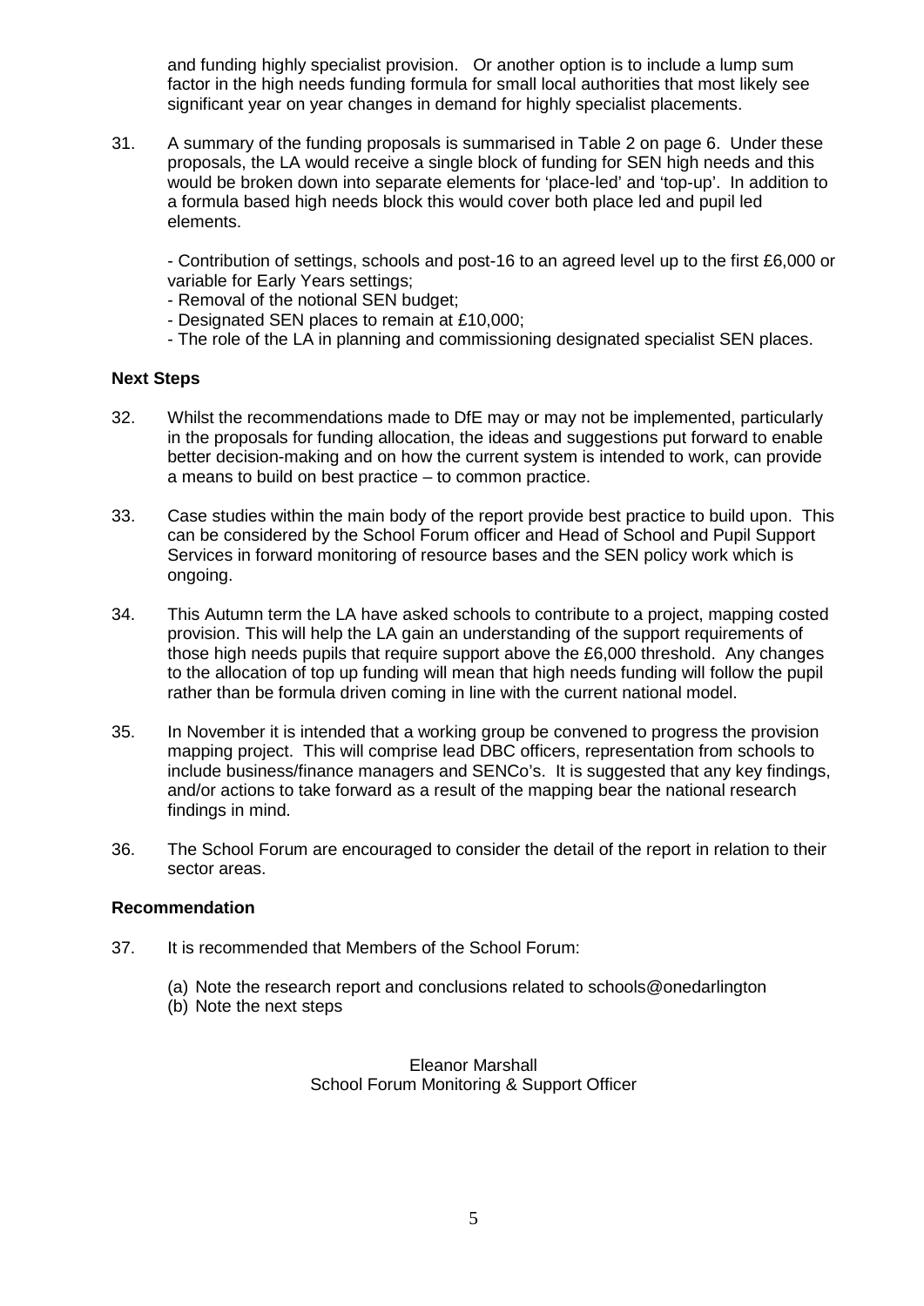and funding highly specialist provision. Or another option is to include a lump sum factor in the high needs funding formula for small local authorities that most likely see significant year on year changes in demand for highly specialist placements.

31. A summary of the funding proposals is summarised in Table 2 on page 6. Under these proposals, the LA would receive a single block of funding for SEN high needs and this would be broken down into separate elements for 'place-led' and 'top-up'. In addition to a formula based high needs block this would cover both place led and pupil led elements.

    - Contribution of settings, schools and post-16 to an agreed level up to the first £6,000 or variable for Early Years settings;
    - Removal of the notional SEN budget;
    - Designated SEN places to remain at £10,000;
    - The role of the LA in planning and commissioning designated specialist SEN places.

**Next Steps**

32. Whilst the recommendations made to DfE may or may not be implemented, particularly in the proposals for funding allocation, the ideas and suggestions put forward to enable better decision-making and on how the current system is intended to work, can provide a means to build on best practice – to common practice.

33. Case studies within the main body of the report provide best practice to build upon. This can be considered by the School Forum officer and Head of School and Pupil Support Services in forward monitoring of resource bases and the SEN policy work which is ongoing.

34. This Autumn term the LA have asked schools to contribute to a project, mapping costed provision. This will help the LA gain an understanding of the support requirements of those high needs pupils that require support above the £6,000 threshold. Any changes to the allocation of top up funding will mean that high needs funding will follow the pupil rather than be formula driven coming in line with the current national model.

35. In November it is intended that a working group be convened to progress the provision mapping project. This will comprise lead DBC officers, representation from schools to include business/finance managers and SENCo's. It is suggested that any key findings, and/or actions to take forward as a result of the mapping bear the national research findings in mind.

36. The School Forum are encouraged to consider the detail of the report in relation to their sector areas.

**Recommendation**

37. It is recommended that Members of the School Forum:

    (a) Note the research report and conclusions related to schools@onedarlington
    (b) Note the next steps

Eleanor Marshall
School Forum Monitoring & Support Officer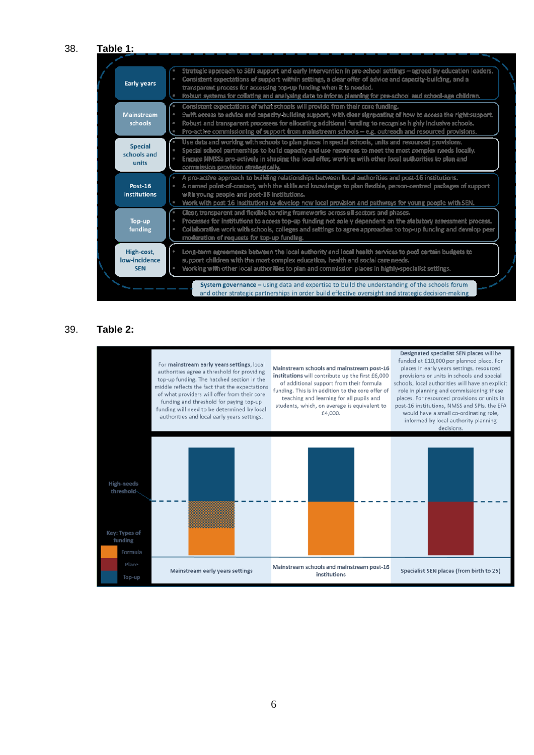38. **Table 1:**

| | |
|---|---|
| Early years | • Strategic approach to SEN support and early intervention in pre-school settings – agreed by education leaders.<br>• Consistent expectations of support within settings, a clear offer of advice and capacity-building, and a transparent process for accessing top-up funding when it is needed.<br>• Robust systems for collating and analysing data to inform planning for pre-school and school-age children. |
| Mainstream schools | • Consistent expectations of what schools will provide from their core funding.<br>• Swift access to advice and capacity-building support, with clear signposting of how to access the right support.<br>• Robust and transparent processes for allocating additional funding to recognise highly inclusive schools.<br>• Pro-active commissioning of support from mainstream schools – e.g. outreach and resourced provisions. |
| Special schools and units | • Use data and working with schools to plan places in special schools, units and resourced provisions.<br>• Special school partnerships to build capacity and use resources to meet the most complex needs locally.<br>• Engage NMSSs pro-actively in shaping the local offer, working with other local authorities to plan and commission provision strategically. |
| Post-16 institutions | • A pro-active approach to building relationships between local authorities and post-16 institutions.<br>• A named point-of-contact, with the skills and knowledge to plan flexible, person-centred packages of support with young people and post-16 institutions.<br>• Work with post-16 institutions to develop new local provision and pathways for young people with SEN. |
| Top-up funding | • Clear, transparent and flexible banding frameworks across all sectors and phases.<br>• Processes for institutions to access top-up funding not solely dependent on the statutory assessment process.<br>• Collaborative work with schools, colleges and settings to agree approaches to top-up funding and develop peer moderation of requests for top-up funding. |
| High-cost, low-incidence SEN | • Long-term agreements between the local authority and local health services to pool certain budgets to support children with the most complex education, health and social care needs.<br>• Working with other local authorities to plan and commission places in highly-specialist settings. |

**System governance** – using data and expertise to build the understanding of the schools forum and other strategic partnerships in order build effective oversight and strategic decision-making

39. **Table 2:**

For **mainstream early years settings**, local authorities agree a threshold for providing top-up funding. The hatched section in the middle reflects the fact that the expectations of what providers will offer from their core funding and threshold for paying top-up funding will need to be determined by local authorities and local early years settings.

**Mainstream schools and mainstream post-16 institutions** will contribute up the first £6,000 of additional support from their formula funding. This is in addition to the core offer of teaching and learning for all pupils and students, which, on average is equivalent to £4,000.

**Designated specialist SEN places** will be funded at £10,000 per planned place. For places in early years settings, resourced provisions or units in schools and special schools, local authorities will have an explicit role in planning and commissioning these places. For resourced provisions or units in post-16 institutions, NMSS and SPIs, the EFA would have a small co-ordinating role, informed by local authority planning decisions.

High-needs threshold

Key: Types of funding

Formula

Place

Top-up

Mainstream early years settings

Mainstream schools and mainstream post-16 institutions

Specialist SEN places (from birth to 25)